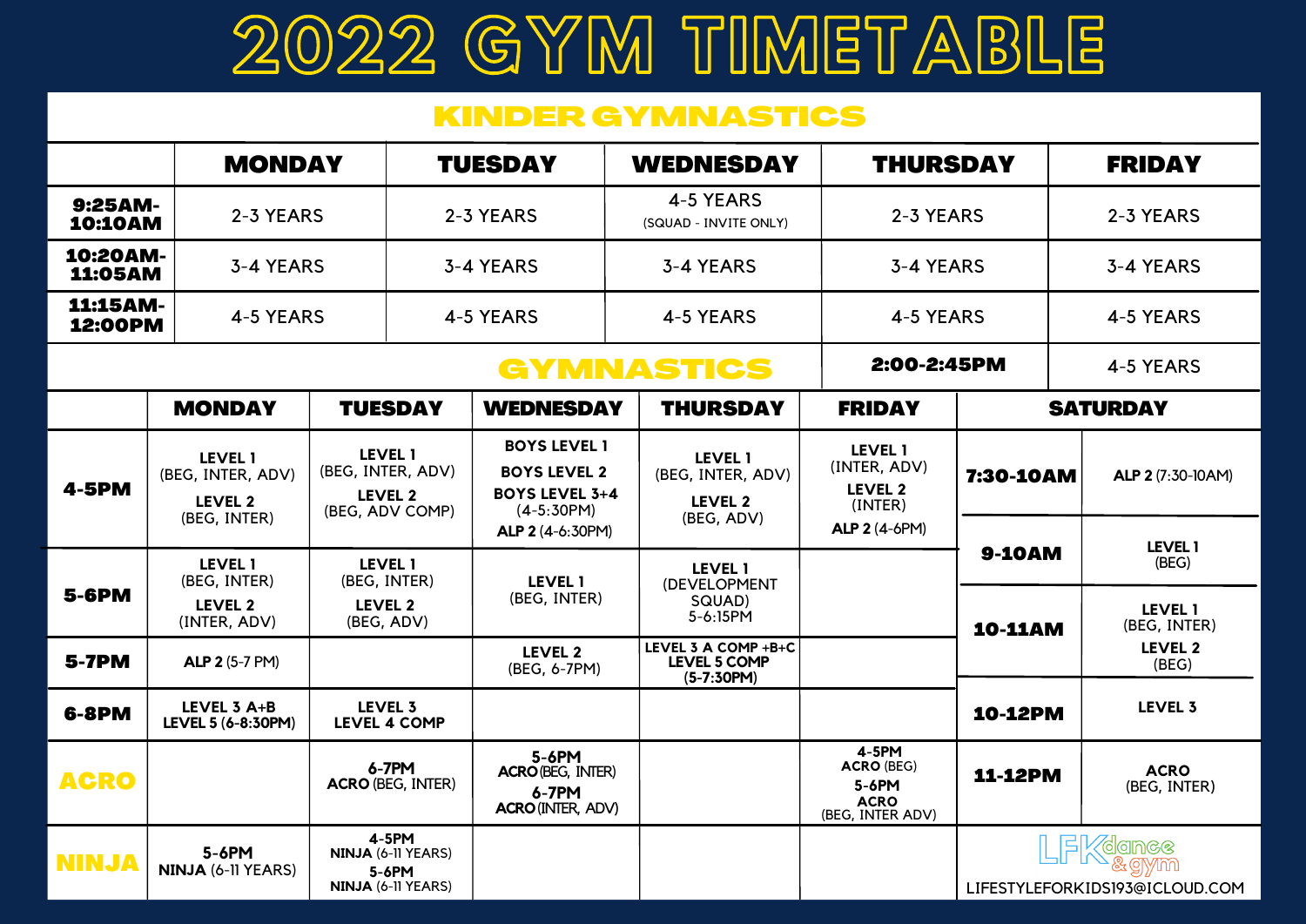# 2022 GYM TIMETABLE

## KINDER GYMNASTICS

| | MONDAY | TUESDAY | WEDNESDAY | THURSDAY | FRIDAY |
|---|---|---|---|---|---|
| 9:25AM-10:10AM | 2-3 YEARS | 2-3 YEARS | 4-5 YEARS (SQUAD - INVITE ONLY) | 2-3 YEARS | 2-3 YEARS |
| 10:20AM-11:05AM | 3-4 YEARS | 3-4 YEARS | 3-4 YEARS | 3-4 YEARS | 3-4 YEARS |
| 11:15AM-12:00PM | 4-5 YEARS | 4-5 YEARS | 4-5 YEARS | 4-5 YEARS | 4-5 YEARS |
| | | | | 2:00-2:45PM | 4-5 YEARS |

## GYMNASTICS

| | MONDAY | TUESDAY | WEDNESDAY | THURSDAY | FRIDAY |
|---|---|---|---|---|---|
| 4-5PM | LEVEL 1 (BEG, INTER, ADV) LEVEL 2 (BEG, INTER) | LEVEL 1 (BEG, INTER, ADV) LEVEL 2 (BEG, ADV COMP) | BOYS LEVEL 1 BOYS LEVEL 2 BOYS LEVEL 3+4 (4-5:30PM) ALP 2 (4-6:30PM) | LEVEL 1 (BEG, INTER, ADV) LEVEL 2 (BEG, ADV) | LEVEL 1 (INTER, ADV) LEVEL 2 (INTER) ALP 2 (4-6PM) |
| 5-6PM | LEVEL 1 (BEG, INTER) LEVEL 2 (INTER, ADV) | LEVEL 1 (BEG, INTER) LEVEL 2 (BEG, ADV) | LEVEL 1 (BEG, INTER) | LEVEL 1 (DEVELOPMENT SQUAD) 5-6:15PM | |
| 5-7PM | ALP 2 (5-7 PM) | | LEVEL 2 (BEG, 6-7PM) | LEVEL 3 A COMP +B+C LEVEL 5 COMP (5-7:30PM) | |
| 6-8PM | LEVEL 3 A+B LEVEL 5 (6-8:30PM) | LEVEL 3 LEVEL 4 COMP | | | |
| ACRO | | 6-7PM ACRO (BEG, INTER) | 5-6PM ACRO (BEG, INTER) 6-7PM ACRO (INTER, ADV) | | 4-5PM ACRO (BEG) 5-6PM ACRO (BEG, INTER ADV) |
| NINJA | 5-6PM NINJA (6-11 YEARS) | 4-5PM NINJA (6-11 YEARS) 5-6PM NINJA (6-11 YEARS) | | | |

| SATURDAY | |
|---|---|
| 7:30-10AM | ALP 2 (7:30-10AM) |
| 9-10AM | LEVEL 1 (BEG) |
| 10-11AM | LEVEL 1 (BEG, INTER) LEVEL 2 (BEG) |
| 10-12PM | LEVEL 3 |
| 11-12PM | ACRO (BEG, INTER) |

LFK dance & gym

LIFESTYLEFORKIDS193@ICLOUD.COM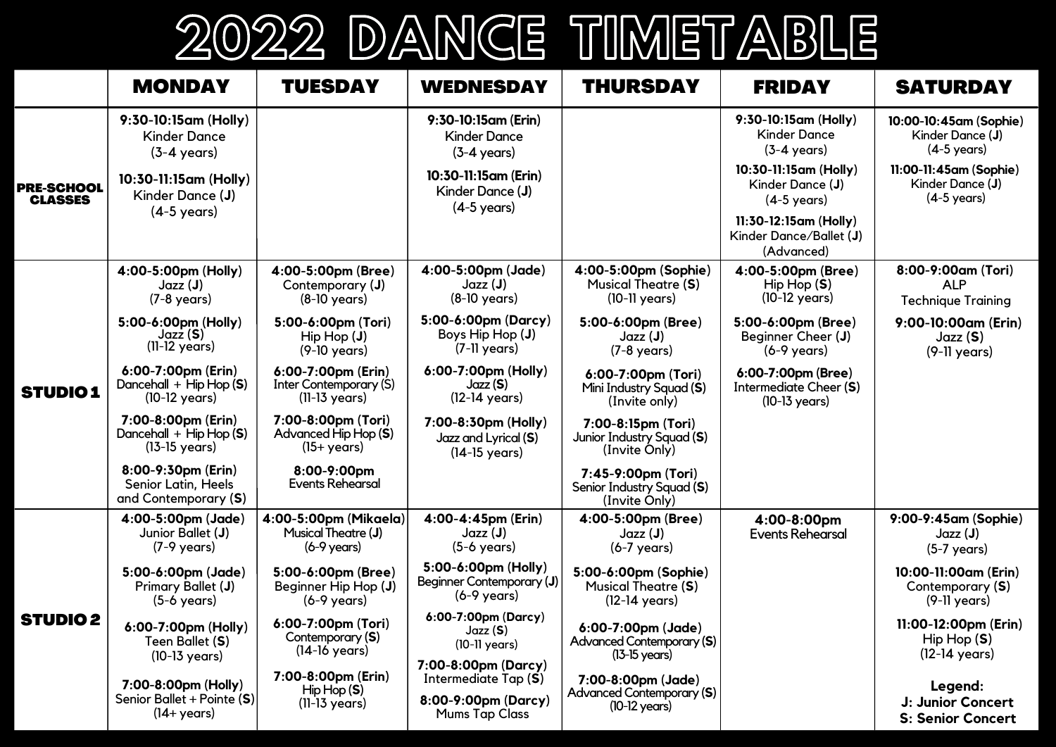# 2022 DANCE TIMETABLE

| | MONDAY | TUESDAY | WEDNESDAY | THURSDAY | FRIDAY | SATURDAY |
|---|---|---|---|---|---|---|
| **PRE-SCHOOL CLASSES** | **9:30-10:15am (Holly)** Kinder Dance (3-4 years)<br><br>**10:30-11:15am (Holly)** Kinder Dance (**J**) (4-5 years) | | **9:30-10:15am (Erin)** Kinder Dance (3-4 years)<br><br>**10:30-11:15am (Erin)** Kinder Dance (**J**) (4-5 years) | | **9:30-10:15am (Holly)** Kinder Dance (3-4 years)<br><br>**10:30-11:15am (Holly)** Kinder Dance (**J**) (4-5 years)<br><br>**11:30-12:15am (Holly)** Kinder Dance/Ballet (**J**) (Advanced) | **10:00-10:45am (Sophie)** Kinder Dance (**J**) (4-5 years)<br><br>**11:00-11:45am (Sophie)** Kinder Dance (**J**) (4-5 years) |
| **STUDIO 1** | **4:00-5:00pm (Holly)** Jazz (**J**) (7-8 years)<br><br>**5:00-6:00pm (Holly)** Jazz (**S**) (11-12 years)<br><br>**6:00-7:00pm (Erin)** Dancehall + Hip Hop (**S**) (10-12 years)<br><br>**7:00-8:00pm (Erin)** Dancehall + Hip Hop (**S**) (13-15 years)<br><br>**8:00-9:30pm (Erin)** Senior Latin, Heels and Contemporary (**S**) | **4:00-5:00pm (Bree)** Contemporary (**J**) (8-10 years)<br><br>**5:00-6:00pm (Tori)** Hip Hop (**J**) (9-10 years)<br><br>**6:00-7:00pm (Erin)** Inter Contemporary (S) (11-13 years)<br><br>**7:00-8:00pm (Tori)** Advanced Hip Hop (**S**) (15+ years)<br><br>**8:00-9:00pm** Events Rehearsal | **4:00-5:00pm (Jade)** Jazz (**J**) (8-10 years)<br><br>**5:00-6:00pm (Darcy)** Boys Hip Hop (**J**) (7-11 years)<br><br>**6:00-7:00pm (Holly)** Jazz (**S**) (12-14 years)<br><br>**7:00-8:30pm (Holly)** Jazz and Lyrical (**S**) (14-15 years) | **4:00-5:00pm (Sophie)** Musical Theatre (**S**) (10-11 years)<br><br>**5:00-6:00pm (Bree)** Jazz (**J**) (7-8 years)<br><br>**6:00-7:00pm (Tori)** Mini Industry Squad (**S**) (Invite only)<br><br>**7:00-8:15pm (Tori)** Junior Industry Squad (**S**) (Invite Only)<br><br>**7:45-9:00pm (Tori)** Senior Industry Squad (**S**) (Invite Only) | **4:00-5:00pm (Bree)** Hip Hop (**S**) (10-12 years)<br><br>**5:00-6:00pm (Bree)** Beginner Cheer (**J**) (6-9 years)<br><br>**6:00-7:00pm (Bree)** Intermediate Cheer (**S**) (10-13 years) | **8:00-9:00am (Tori)** ALP Technique Training<br><br>**9:00-10:00am (Erin)** Jazz (**S**) (9-11 years) |
| **STUDIO 2** | **4:00-5:00pm (Jade)** Junior Ballet (**J**) (7-9 years)<br><br>**5:00-6:00pm (Jade)** Primary Ballet (**J**) (5-6 years)<br><br>**6:00-7:00pm (Holly)** Teen Ballet (**S**) (10-13 years)<br><br>**7:00-8:00pm (Holly)** Senior Ballet + Pointe (**S**) (14+ years) | **4:00-5:00pm (Mikaela)** Musical Theatre (**J**) (6-9 years)<br><br>**5:00-6:00pm (Bree)** Beginner Hip Hop (**J**) (6-9 years)<br><br>**6:00-7:00pm (Tori)** Contemporary (**S**) (14-16 years)<br><br>**7:00-8:00pm (Erin)** Hip Hop (**S**) (11-13 years) | **4:00-4:45pm (Erin)** Jazz (**J**) (5-6 years)<br><br>**5:00-6:00pm (Holly)** Beginner Contemporary (**J**) (6-9 years)<br><br>**6:00-7:00pm (Darcy)** Jazz (**S**) (10-11 years)<br><br>**7:00-8:00pm (Darcy)** Intermediate Tap (**S**)<br><br>**8:00-9:00pm (Darcy)** Mums Tap Class | **4:00-5:00pm (Bree)** Jazz (**J**) (6-7 years)<br><br>**5:00-6:00pm (Sophie)** Musical Theatre (**S**) (12-14 years)<br><br>**6:00-7:00pm (Jade)** Advanced Contemporary (**S**) (13-15 years)<br><br>**7:00-8:00pm (Jade)** Advanced Contemporary (**S**) (10-12 years) | **4:00-8:00pm** Events Rehearsal | **9:00-9:45am (Sophie)** Jazz (**J**) (5-7 years)<br><br>**10:00-11:00am (Erin)** Contemporary (**S**) (9-11 years)<br><br>**11:00-12:00pm (Erin)** Hip Hop (**S**) (12-14 years)<br><br>**Legend:**<br>**J: Junior Concert**<br>**S: Senior Concert** |